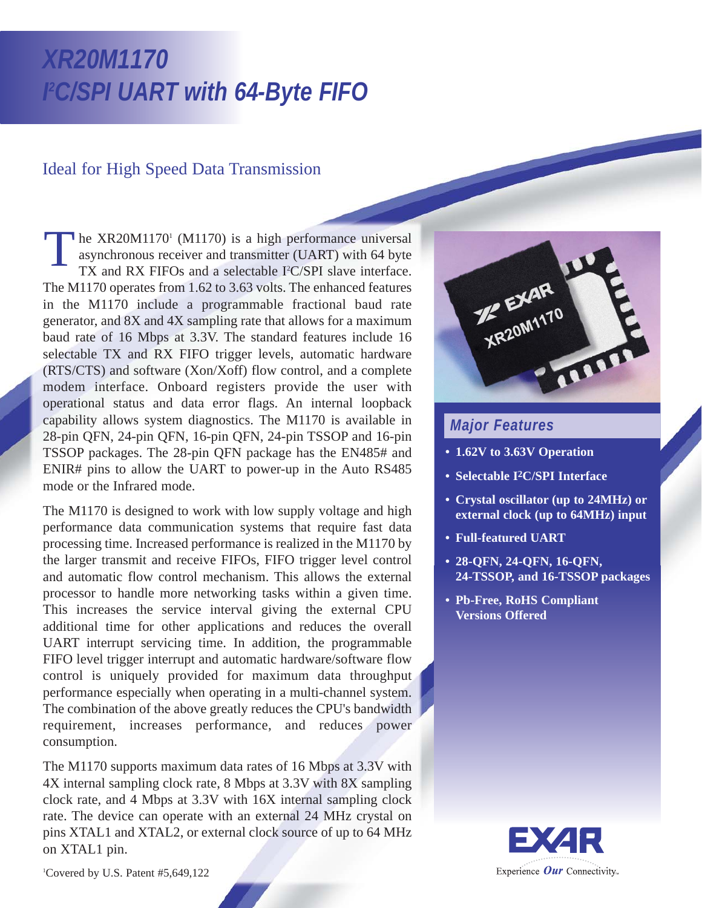# XR20M1170
# I²C/SPI UART with 64-Byte FIFO

## Ideal for High Speed Data Transmission

The XR20M1170[1] (M1170) is a high performance universal asynchronous receiver and transmitter (UART) with 64 byte TX and RX FIFOs and a selectable I²C/SPI slave interface. The M1170 operates from 1.62 to 3.63 volts. The enhanced features in the M1170 include a programmable fractional baud rate generator, and 8X and 4X sampling rate that allows for a maximum baud rate of 16 Mbps at 3.3V. The standard features include 16 selectable TX and RX FIFO trigger levels, automatic hardware (RTS/CTS) and software (Xon/Xoff) flow control, and a complete modem interface. Onboard registers provide the user with operational status and data error flags. An internal loopback capability allows system diagnostics. The M1170 is available in 28-pin QFN, 24-pin QFN, 16-pin QFN, 24-pin TSSOP and 16-pin TSSOP packages. The 28-pin QFN package has the EN485# and ENIR# pins to allow the UART to power-up in the Auto RS485 mode or the Infrared mode.

The M1170 is designed to work with low supply voltage and high performance data communication systems that require fast data processing time. Increased performance is realized in the M1170 by the larger transmit and receive FIFOs, FIFO trigger level control and automatic flow control mechanism. This allows the external processor to handle more networking tasks within a given time. This increases the service interval giving the external CPU additional time for other applications and reduces the overall UART interrupt servicing time. In addition, the programmable FIFO level trigger interrupt and automatic hardware/software flow control is uniquely provided for maximum data throughput performance especially when operating in a multi-channel system. The combination of the above greatly reduces the CPU's bandwidth requirement, increases performance, and reduces power consumption.

The M1170 supports maximum data rates of 16 Mbps at 3.3V with 4X internal sampling clock rate, 8 Mbps at 3.3V with 8X sampling clock rate, and 4 Mbps at 3.3V with 16X internal sampling clock rate. The device can operate with an external 24 MHz crystal on pins XTAL1 and XTAL2, or external clock source of up to 64 MHz on XTAL1 pin.

[1]Covered by U.S. Patent #5,649,122

### Major Features

- **1.62V to 3.63V Operation**
- **Selectable I²C/SPI Interface**
- **Crystal oscillator (up to 24MHz) or external clock (up to 64MHz) input**
- **Full-featured UART**
- **28-QFN, 24-QFN, 16-QFN, 24-TSSOP, and 16-TSSOP packages**
- **Pb-Free, RoHS Compliant Versions Offered**

EXAR

Experience *Our* Connectivity.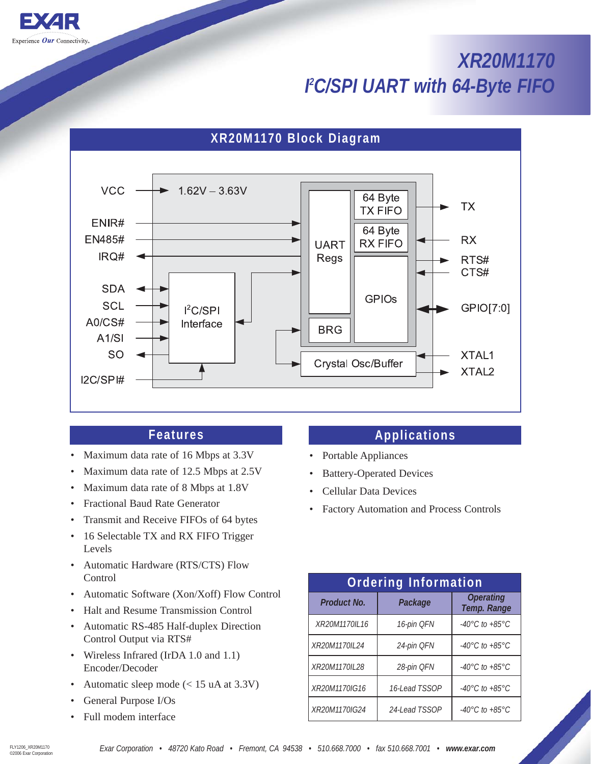# XR20M1170

## $I^2C$/SPI UART with 64-Byte FIFO

## XR20M1170 Block Diagram

VCC
1.62V – 3.63V
ENIR#
EN485#
IRQ#
SDA
SCL
A0/CS#
A1/SI
SO
I2C/SPI#
$I^2C$/SPI Interface
UART Regs
BRG
64 Byte TX FIFO
64 Byte RX FIFO
GPIOs
Crystal Osc/Buffer
TX
RX
RTS#
CTS#
GPIO[7:0]
XTAL1
XTAL2

## Features

- Maximum data rate of 16 Mbps at 3.3V
- Maximum data rate of 12.5 Mbps at 2.5V
- Maximum data rate of 8 Mbps at 1.8V
- Fractional Baud Rate Generator
- Transmit and Receive FIFOs of 64 bytes
- 16 Selectable TX and RX FIFO Trigger Levels
- Automatic Hardware (RTS/CTS) Flow Control
- Automatic Software (Xon/Xoff) Flow Control
- Halt and Resume Transmission Control
- Automatic RS-485 Half-duplex Direction Control Output via RTS#
- Wireless Infrared (IrDA 1.0 and 1.1) Encoder/Decoder
- Automatic sleep mode (< 15 uA at 3.3V)
- General Purpose I/Os
- Full modem interface

## Applications

- Portable Appliances
- Battery-Operated Devices
- Cellular Data Devices
- Factory Automation and Process Controls

## Ordering Information

| Product No. | Package | Operating Temp. Range |
|---|---|---|
| XR20M1170IL16 | 16-pin QFN | -40°C to +85°C |
| XR20M1170IL24 | 24-pin QFN | -40°C to +85°C |
| XR20M1170IL28 | 28-pin QFN | -40°C to +85°C |
| XR20M1170IG16 | 16-Lead TSSOP | -40°C to +85°C |
| XR20M1170IG24 | 24-Lead TSSOP | -40°C to +85°C |

FLY1206_XR20M1170
©2006 Exar Corporation

*Exar Corporation • 48720 Kato Road • Fremont, CA 94538 • 510.668.7000 • fax 510.668.7001 •* ***www.exar.com***